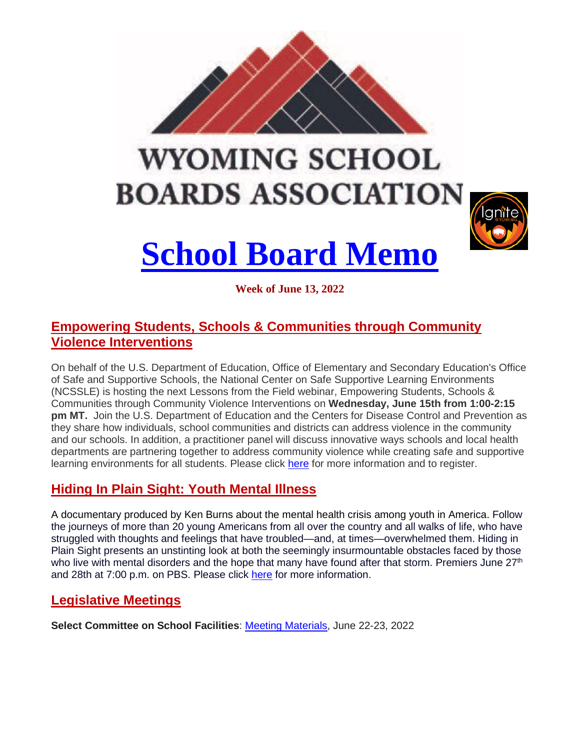# WYOMING SCHOOL BOARDS ASSOCIATION

# School Board Memo

**Week of June 13, 2022**

## Empowering Students, Schools & Communities through Community Violence Interventions

On behalf of the U.S. Department of Education, Office of Elementary and Secondary Education's Office of Safe and Supportive Schools, the National Center on Safe Supportive Learning Environments (NCSSLE) is hosting the next Lessons from the Field webinar, Empowering Students, Schools & Communities through Community Violence Interventions on **Wednesday, June 15th from 1:00-2:15 pm MT.** Join the U.S. Department of Education and the Centers for Disease Control and Prevention as they share how individuals, school communities and districts can address violence in the community and our schools. In addition, a practitioner panel will discuss innovative ways schools and local health departments are partnering together to address community violence while creating safe and supportive learning environments for all students. Please click here for more information and to register.

## Hiding In Plain Sight: Youth Mental Illness

A documentary produced by Ken Burns about the mental health crisis among youth in America. Follow the journeys of more than 20 young Americans from all over the country and all walks of life, who have struggled with thoughts and feelings that have troubled—and, at times—overwhelmed them. Hiding in Plain Sight presents an unstinting look at both the seemingly insurmountable obstacles faced by those who live with mental disorders and the hope that many have found after that storm. Premiers June 27th and 28th at 7:00 p.m. on PBS. Please click here for more information.

## Legislative Meetings

**Select Committee on School Facilities**: Meeting Materials, June 22-23, 2022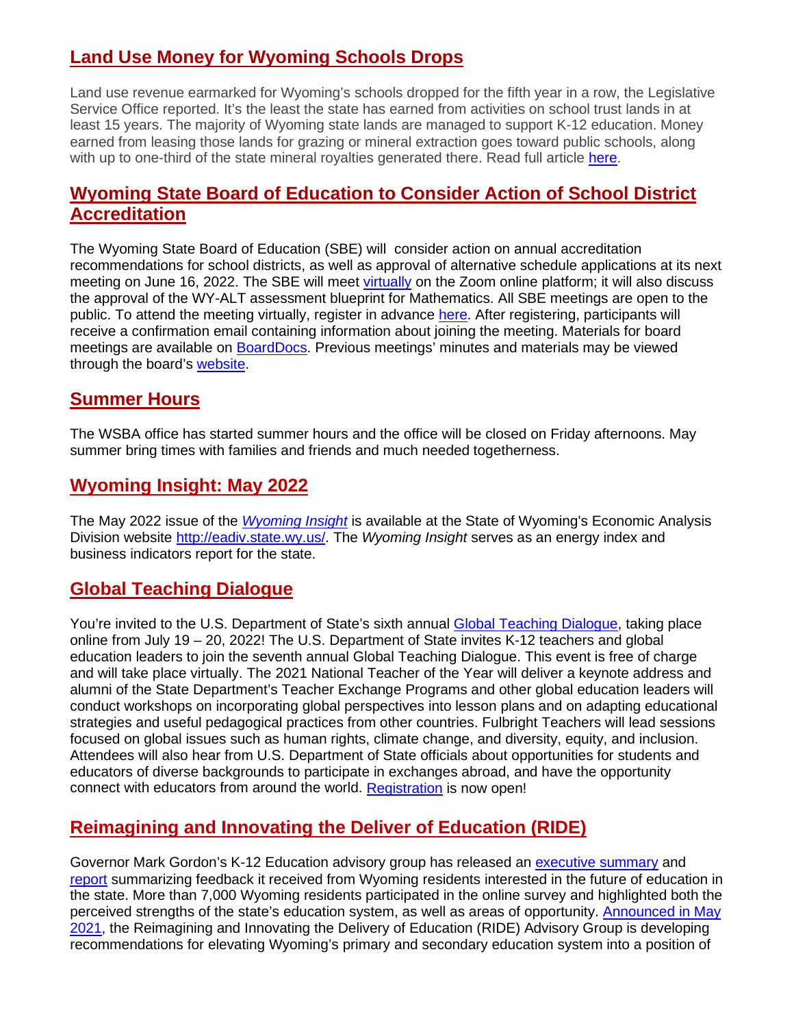## Land Use Money for Wyoming Schools Drops

Land use revenue earmarked for Wyoming's schools dropped for the fifth year in a row, the Legislative Service Office reported. It's the least the state has earned from activities on school trust lands in at least 15 years. The majority of Wyoming state lands are managed to support K-12 education. Money earned from leasing those lands for grazing or mineral extraction goes toward public schools, along with up to one-third of the state mineral royalties generated there. Read full article here.

## Wyoming State Board of Education to Consider Action of School District Accreditation

The Wyoming State Board of Education (SBE) will consider action on annual accreditation recommendations for school districts, as well as approval of alternative schedule applications at its next meeting on June 16, 2022. The SBE will meet virtually on the Zoom online platform; it will also discuss the approval of the WY-ALT assessment blueprint for Mathematics. All SBE meetings are open to the public. To attend the meeting virtually, register in advance here. After registering, participants will receive a confirmation email containing information about joining the meeting. Materials for board meetings are available on BoardDocs. Previous meetings' minutes and materials may be viewed through the board's website.

## Summer Hours

The WSBA office has started summer hours and the office will be closed on Friday afternoons. May summer bring times with families and friends and much needed togetherness.

## Wyoming Insight: May 2022

The May 2022 issue of the *Wyoming Insight* is available at the State of Wyoming's Economic Analysis Division website http://eadiv.state.wy.us/. The *Wyoming Insight* serves as an energy index and business indicators report for the state.

## Global Teaching Dialogue

You're invited to the U.S. Department of State's sixth annual Global Teaching Dialogue, taking place online from July 19 – 20, 2022! The U.S. Department of State invites K-12 teachers and global education leaders to join the seventh annual Global Teaching Dialogue. This event is free of charge and will take place virtually. The 2021 National Teacher of the Year will deliver a keynote address and alumni of the State Department's Teacher Exchange Programs and other global education leaders will conduct workshops on incorporating global perspectives into lesson plans and on adapting educational strategies and useful pedagogical practices from other countries. Fulbright Teachers will lead sessions focused on global issues such as human rights, climate change, and diversity, equity, and inclusion. Attendees will also hear from U.S. Department of State officials about opportunities for students and educators of diverse backgrounds to participate in exchanges abroad, and have the opportunity connect with educators from around the world. Registration is now open!

## Reimagining and Innovating the Deliver of Education (RIDE)

Governor Mark Gordon's K-12 Education advisory group has released an executive summary and report summarizing feedback it received from Wyoming residents interested in the future of education in the state. More than 7,000 Wyoming residents participated in the online survey and highlighted both the perceived strengths of the state's education system, as well as areas of opportunity. Announced in May 2021, the Reimagining and Innovating the Delivery of Education (RIDE) Advisory Group is developing recommendations for elevating Wyoming's primary and secondary education system into a position of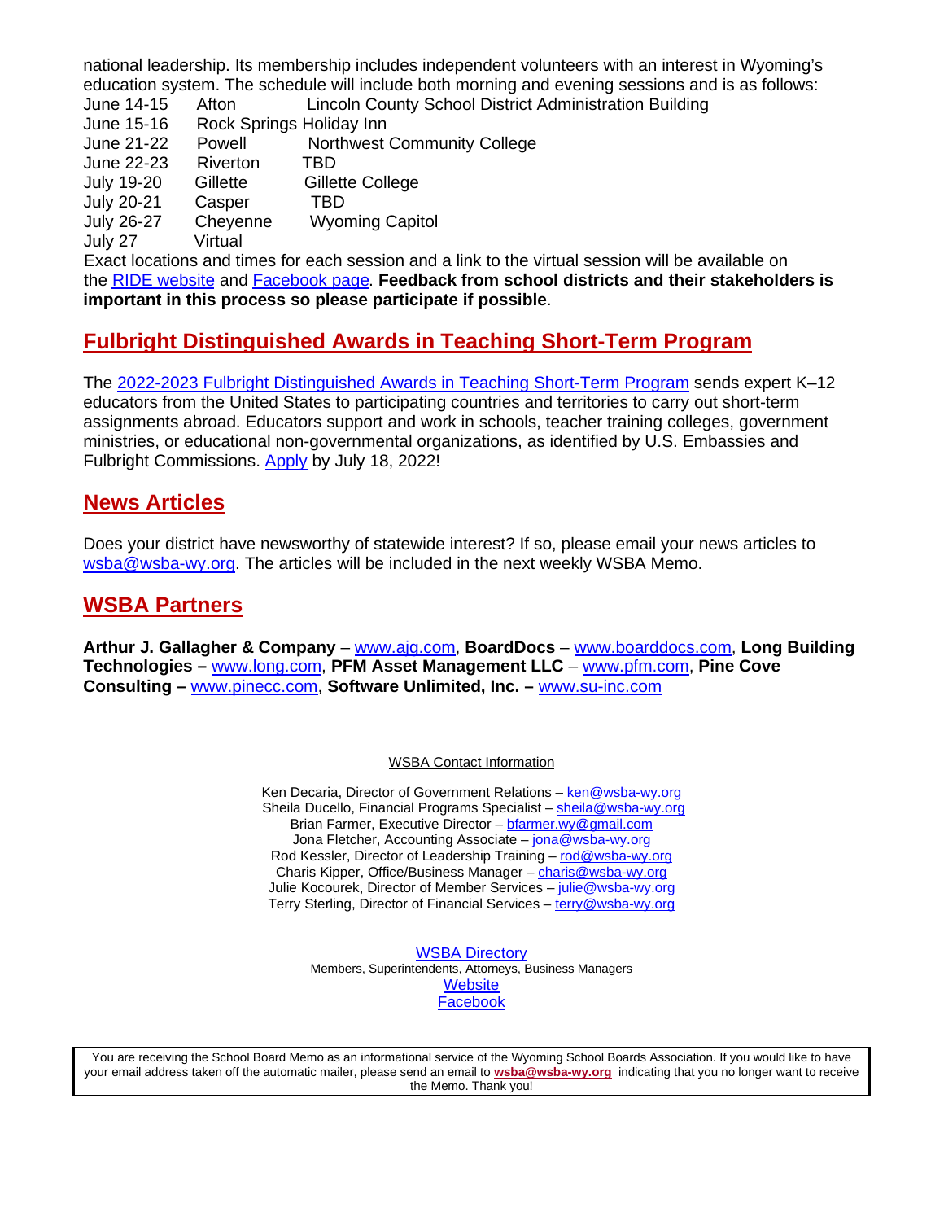national leadership. Its membership includes independent volunteers with an interest in Wyoming's education system. The schedule will include both morning and evening sessions and is as follows:

| | | |
|---|---|---|
| June 14-15 | Afton | Lincoln County School District Administration Building |
| June 15-16 | Rock Springs Holiday Inn | |
| June 21-22 | Powell | Northwest Community College |
| June 22-23 | Riverton | TBD |
| July 19-20 | Gillette | Gillette College |
| July 20-21 | Casper | TBD |
| July 26-27 | Cheyenne | Wyoming Capitol |
| July 27 | Virtual | |

Exact locations and times for each session and a link to the virtual session will be available on the RIDE website and Facebook page. **Feedback from school districts and their stakeholders is important in this process so please participate if possible**.

## Fulbright Distinguished Awards in Teaching Short-Term Program

The 2022-2023 Fulbright Distinguished Awards in Teaching Short-Term Program sends expert K–12 educators from the United States to participating countries and territories to carry out short-term assignments abroad. Educators support and work in schools, teacher training colleges, government ministries, or educational non-governmental organizations, as identified by U.S. Embassies and Fulbright Commissions. Apply by July 18, 2022!

## News Articles

Does your district have newsworthy of statewide interest? If so, please email your news articles to wsba@wsba-wy.org. The articles will be included in the next weekly WSBA Memo.

## WSBA Partners

**Arthur J. Gallagher & Company** – www.ajg.com, **BoardDocs** – www.boarddocs.com, **Long Building Technologies –** www.long.com, **PFM Asset Management LLC** – www.pfm.com, **Pine Cove Consulting –** www.pinecc.com, **Software Unlimited, Inc. –** www.su-inc.com

WSBA Contact Information

Ken Decaria, Director of Government Relations – ken@wsba-wy.org
Sheila Ducello, Financial Programs Specialist – sheila@wsba-wy.org
Brian Farmer, Executive Director – bfarmer.wy@gmail.com
Jona Fletcher, Accounting Associate – jona@wsba-wy.org
Rod Kessler, Director of Leadership Training – rod@wsba-wy.org
Charis Kipper, Office/Business Manager – charis@wsba-wy.org
Julie Kocourek, Director of Member Services – julie@wsba-wy.org
Terry Sterling, Director of Financial Services – terry@wsba-wy.org

WSBA Directory
Members, Superintendents, Attorneys, Business Managers
Website
Facebook

You are receiving the School Board Memo as an informational service of the Wyoming School Boards Association. If you would like to have your email address taken off the automatic mailer, please send an email to **wsba@wsba-wy.org** indicating that you no longer want to receive the Memo. Thank you!